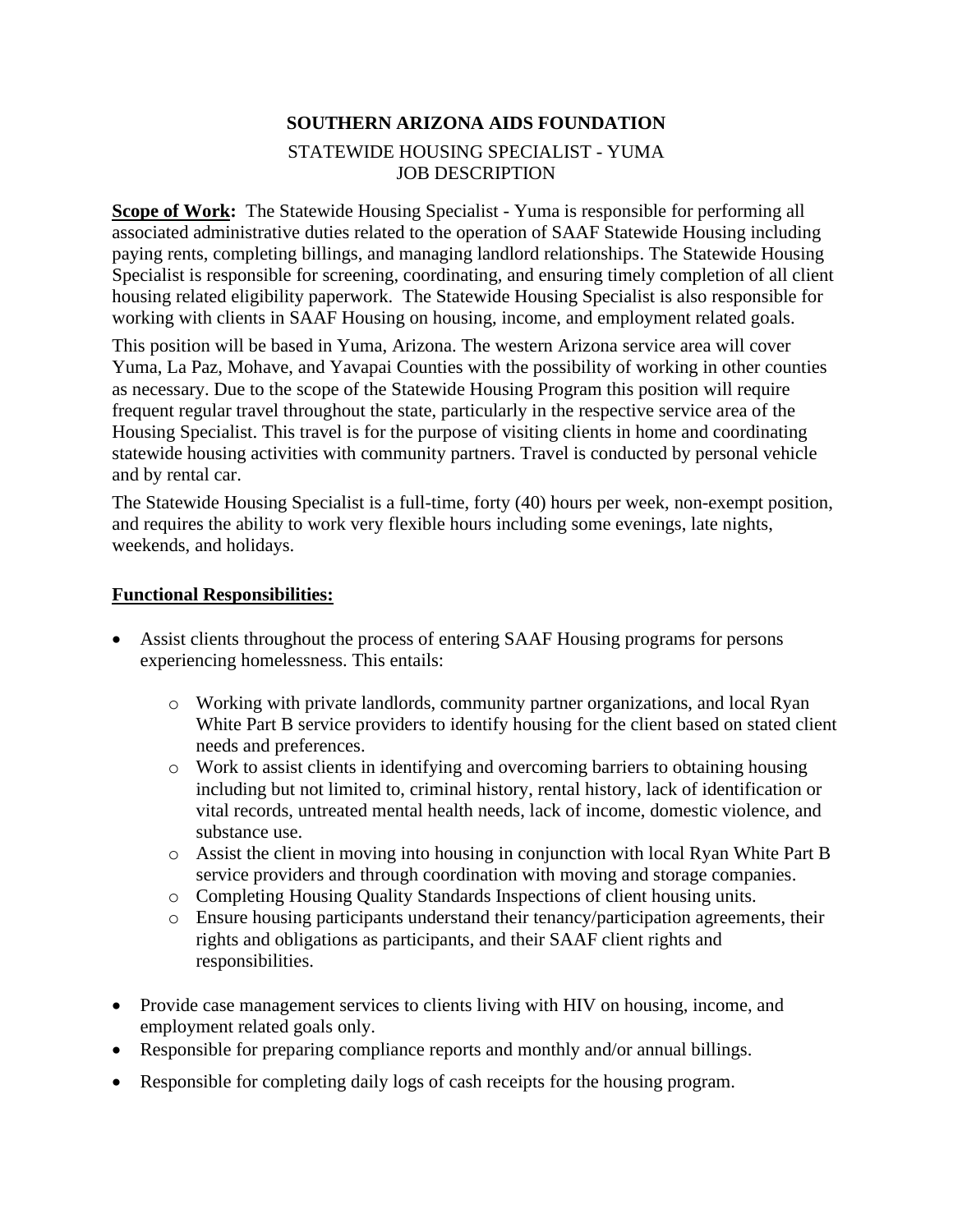# SOUTHERN ARIZONA AIDS FOUNDATION

STATEWIDE HOUSING SPECIALIST - YUMA
JOB DESCRIPTION

**Scope of Work:** The Statewide Housing Specialist - Yuma is responsible for performing all associated administrative duties related to the operation of SAAF Statewide Housing including paying rents, completing billings, and managing landlord relationships. The Statewide Housing Specialist is responsible for screening, coordinating, and ensuring timely completion of all client housing related eligibility paperwork. The Statewide Housing Specialist is also responsible for working with clients in SAAF Housing on housing, income, and employment related goals.

This position will be based in Yuma, Arizona. The western Arizona service area will cover Yuma, La Paz, Mohave, and Yavapai Counties with the possibility of working in other counties as necessary. Due to the scope of the Statewide Housing Program this position will require frequent regular travel throughout the state, particularly in the respective service area of the Housing Specialist. This travel is for the purpose of visiting clients in home and coordinating statewide housing activities with community partners. Travel is conducted by personal vehicle and by rental car.

The Statewide Housing Specialist is a full-time, forty (40) hours per week, non-exempt position, and requires the ability to work very flexible hours including some evenings, late nights, weekends, and holidays.

## Functional Responsibilities:

- Assist clients throughout the process of entering SAAF Housing programs for persons experiencing homelessness. This entails:
  - Working with private landlords, community partner organizations, and local Ryan White Part B service providers to identify housing for the client based on stated client needs and preferences.
  - Work to assist clients in identifying and overcoming barriers to obtaining housing including but not limited to, criminal history, rental history, lack of identification or vital records, untreated mental health needs, lack of income, domestic violence, and substance use.
  - Assist the client in moving into housing in conjunction with local Ryan White Part B service providers and through coordination with moving and storage companies.
  - Completing Housing Quality Standards Inspections of client housing units.
  - Ensure housing participants understand their tenancy/participation agreements, their rights and obligations as participants, and their SAAF client rights and responsibilities.
- Provide case management services to clients living with HIV on housing, income, and employment related goals only.
- Responsible for preparing compliance reports and monthly and/or annual billings.
- Responsible for completing daily logs of cash receipts for the housing program.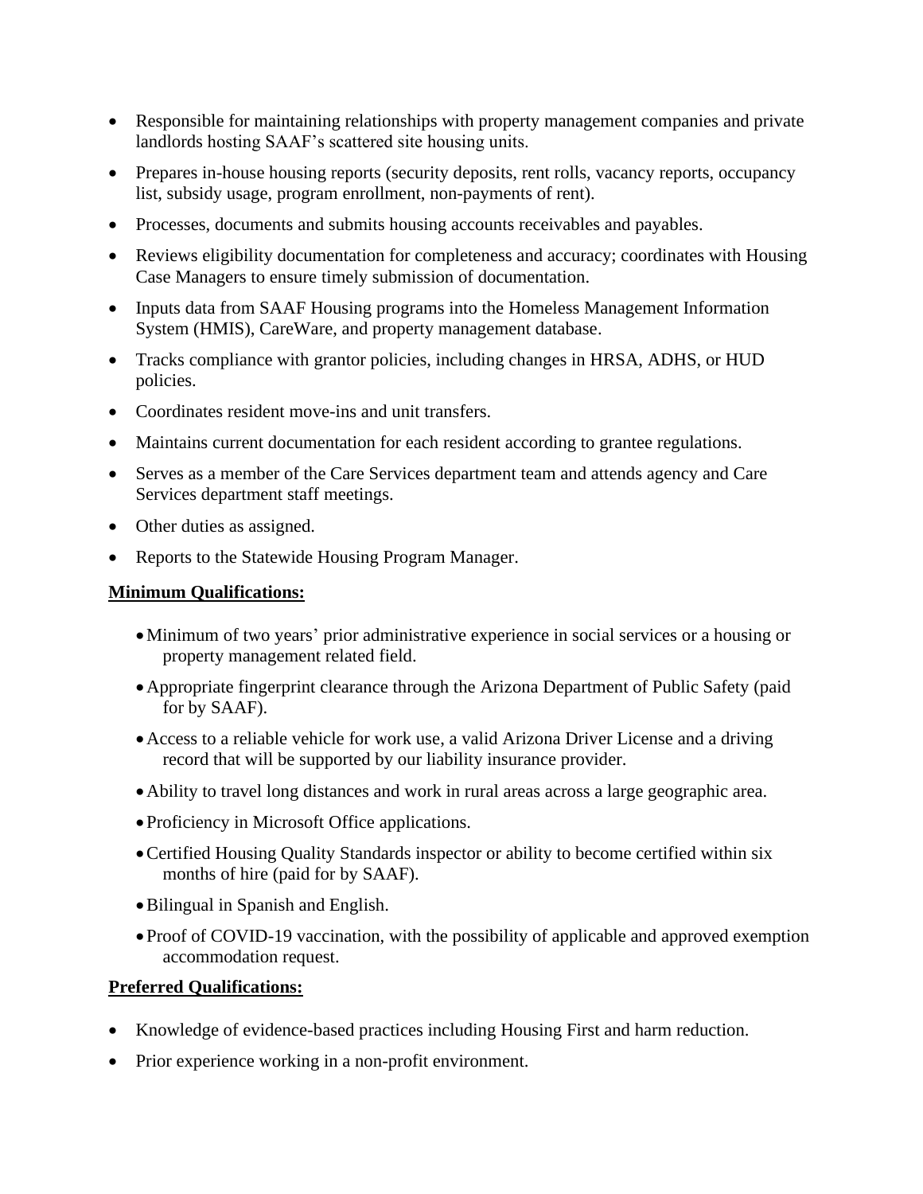- Responsible for maintaining relationships with property management companies and private landlords hosting SAAF's scattered site housing units.
- Prepares in-house housing reports (security deposits, rent rolls, vacancy reports, occupancy list, subsidy usage, program enrollment, non-payments of rent).
- Processes, documents and submits housing accounts receivables and payables.
- Reviews eligibility documentation for completeness and accuracy; coordinates with Housing Case Managers to ensure timely submission of documentation.
- Inputs data from SAAF Housing programs into the Homeless Management Information System (HMIS), CareWare, and property management database.
- Tracks compliance with grantor policies, including changes in HRSA, ADHS, or HUD policies.
- Coordinates resident move-ins and unit transfers.
- Maintains current documentation for each resident according to grantee regulations.
- Serves as a member of the Care Services department team and attends agency and Care Services department staff meetings.
- Other duties as assigned.
- Reports to the Statewide Housing Program Manager.

**Minimum Qualifications:**

- Minimum of two years' prior administrative experience in social services or a housing or property management related field.
- Appropriate fingerprint clearance through the Arizona Department of Public Safety (paid for by SAAF).
- Access to a reliable vehicle for work use, a valid Arizona Driver License and a driving record that will be supported by our liability insurance provider.
- Ability to travel long distances and work in rural areas across a large geographic area.
- Proficiency in Microsoft Office applications.
- Certified Housing Quality Standards inspector or ability to become certified within six months of hire (paid for by SAAF).
- Bilingual in Spanish and English.
- Proof of COVID-19 vaccination, with the possibility of applicable and approved exemption accommodation request.

**Preferred Qualifications:**

- Knowledge of evidence-based practices including Housing First and harm reduction.
- Prior experience working in a non-profit environment.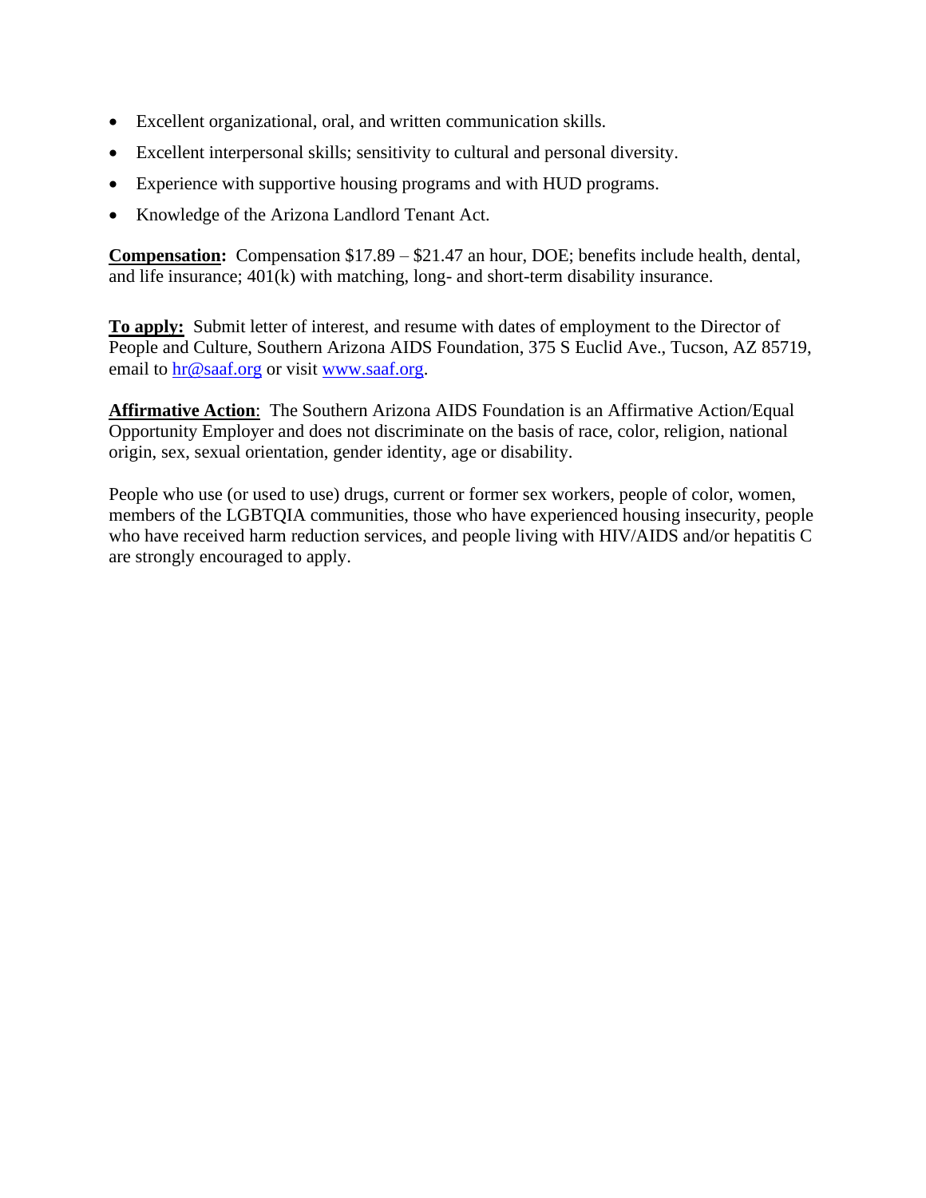- Excellent organizational, oral, and written communication skills.
- Excellent interpersonal skills; sensitivity to cultural and personal diversity.
- Experience with supportive housing programs and with HUD programs.
- Knowledge of the Arizona Landlord Tenant Act.

**Compensation:** Compensation $17.89 – $21.47 an hour, DOE; benefits include health, dental, and life insurance; 401(k) with matching, long- and short-term disability insurance.

**To apply:** Submit letter of interest, and resume with dates of employment to the Director of People and Culture, Southern Arizona AIDS Foundation, 375 S Euclid Ave., Tucson, AZ 85719, email to [hr@saaf.org](mailto:hr@saaf.org) or visit [www.saaf.org](http://www.saaf.org).

**Affirmative Action**: The Southern Arizona AIDS Foundation is an Affirmative Action/Equal Opportunity Employer and does not discriminate on the basis of race, color, religion, national origin, sex, sexual orientation, gender identity, age or disability.

People who use (or used to use) drugs, current or former sex workers, people of color, women, members of the LGBTQIA communities, those who have experienced housing insecurity, people who have received harm reduction services, and people living with HIV/AIDS and/or hepatitis C are strongly encouraged to apply.